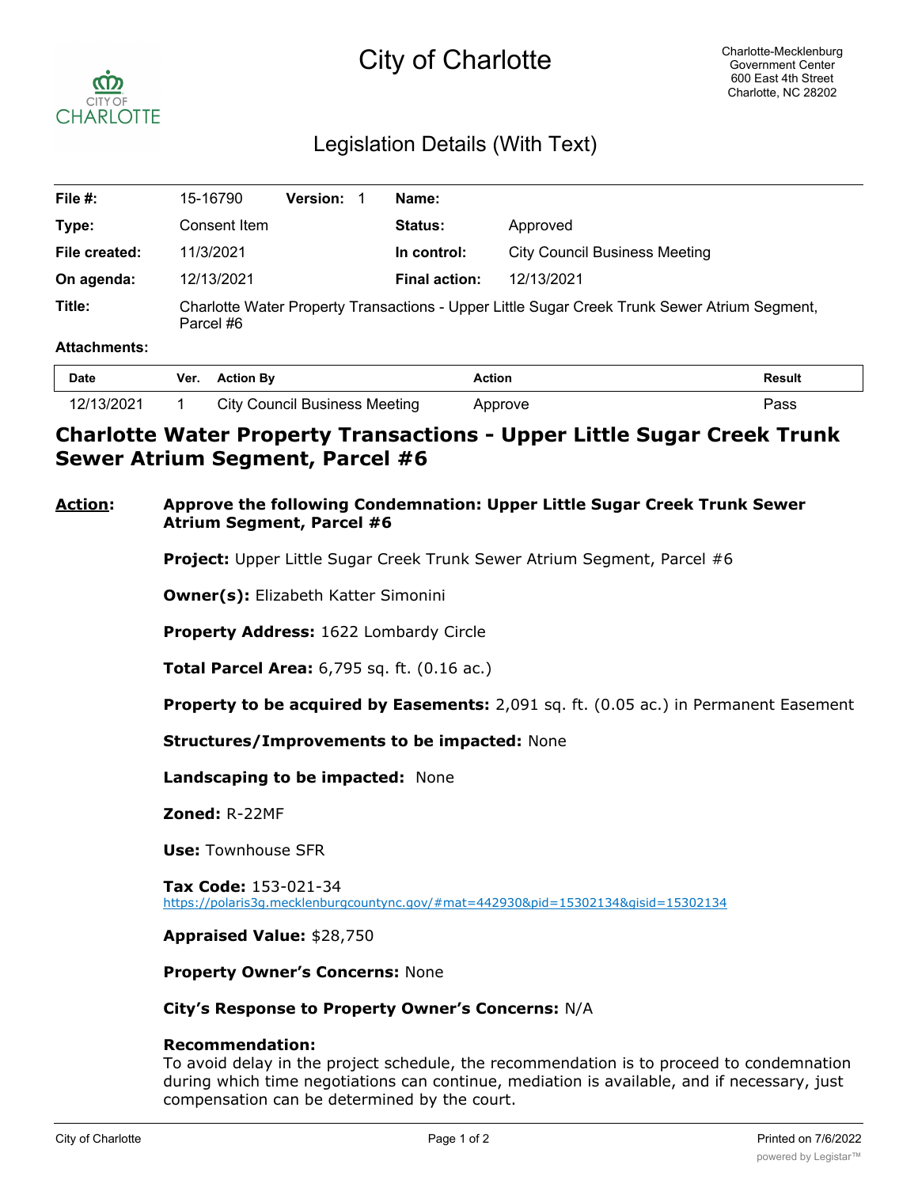# City of Charlotte

Charlotte-Mecklenburg Government Center
600 East 4th Street
Charlotte, NC 28202

## Legislation Details (With Text)

| | | | | | |
|---|---|---|---|---|---|
| **File #:** | 15-16790 | **Version:** 1 | | **Name:** | |
| **Type:** | Consent Item | | | **Status:** | Approved |
| **File created:** | 11/3/2021 | | | **In control:** | City Council Business Meeting |
| **On agenda:** | 12/13/2021 | | | **Final action:** | 12/13/2021 |
| **Title:** | Charlotte Water Property Transactions - Upper Little Sugar Creek Trunk Sewer Atrium Segment, Parcel #6 | | | | |

**Attachments:**

| Date | Ver. | Action By | Action | Result |
|---|---|---|---|---|
| 12/13/2021 | 1 | City Council Business Meeting | Approve | Pass |

## Charlotte Water Property Transactions - Upper Little Sugar Creek Trunk Sewer Atrium Segment, Parcel #6

**Action:** **Approve the following Condemnation: Upper Little Sugar Creek Trunk Sewer Atrium Segment, Parcel #6**

**Project:** Upper Little Sugar Creek Trunk Sewer Atrium Segment, Parcel #6

**Owner(s):** Elizabeth Katter Simonini

**Property Address:** 1622 Lombardy Circle

**Total Parcel Area:** 6,795 sq. ft. (0.16 ac.)

**Property to be acquired by Easements:** 2,091 sq. ft. (0.05 ac.) in Permanent Easement

**Structures/Improvements to be impacted:** None

**Landscaping to be impacted:** None

**Zoned:** R-22MF

**Use:** Townhouse SFR

**Tax Code:** 153-021-34
https://polaris3g.mecklenburgcountync.gov/#mat=442930&pid=15302134&gisid=15302134

**Appraised Value:** $28,750

**Property Owner's Concerns:** None

**City's Response to Property Owner's Concerns:** N/A

**Recommendation:**
To avoid delay in the project schedule, the recommendation is to proceed to condemnation during which time negotiations can continue, mediation is available, and if necessary, just compensation can be determined by the court.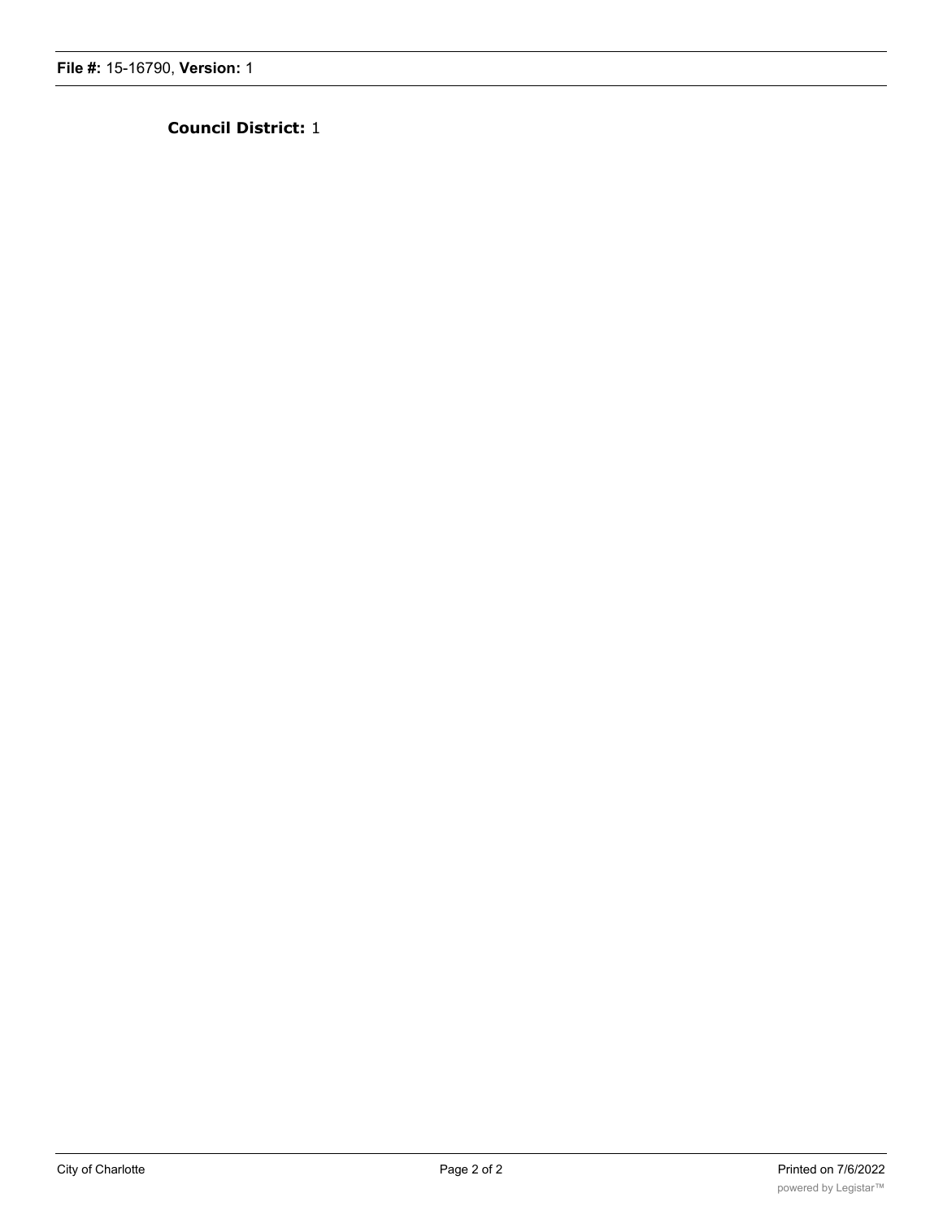**Council District:** 1